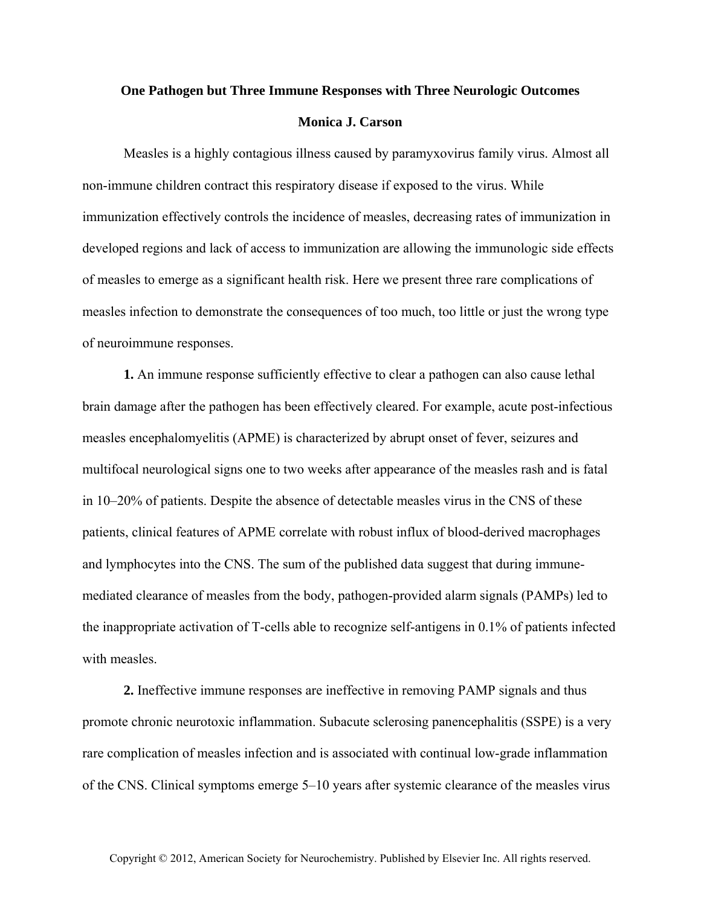# One Pathogen but Three Immune Responses with Three Neurologic Outcomes

**Monica J. Carson**

Measles is a highly contagious illness caused by paramyxovirus family virus. Almost all non-immune children contract this respiratory disease if exposed to the virus. While immunization effectively controls the incidence of measles, decreasing rates of immunization in developed regions and lack of access to immunization are allowing the immunologic side effects of measles to emerge as a significant health risk. Here we present three rare complications of measles infection to demonstrate the consequences of too much, too little or just the wrong type of neuroimmune responses.

**1.** An immune response sufficiently effective to clear a pathogen can also cause lethal brain damage after the pathogen has been effectively cleared. For example, acute post-infectious measles encephalomyelitis (APME) is characterized by abrupt onset of fever, seizures and multifocal neurological signs one to two weeks after appearance of the measles rash and is fatal in 10–20% of patients. Despite the absence of detectable measles virus in the CNS of these patients, clinical features of APME correlate with robust influx of blood-derived macrophages and lymphocytes into the CNS. The sum of the published data suggest that during immune-mediated clearance of measles from the body, pathogen-provided alarm signals (PAMPs) led to the inappropriate activation of T-cells able to recognize self-antigens in 0.1% of patients infected with measles.

**2.** Ineffective immune responses are ineffective in removing PAMP signals and thus promote chronic neurotoxic inflammation. Subacute sclerosing panencephalitis (SSPE) is a very rare complication of measles infection and is associated with continual low-grade inflammation of the CNS. Clinical symptoms emerge 5–10 years after systemic clearance of the measles virus

Copyright © 2012, American Society for Neurochemistry. Published by Elsevier Inc. All rights reserved.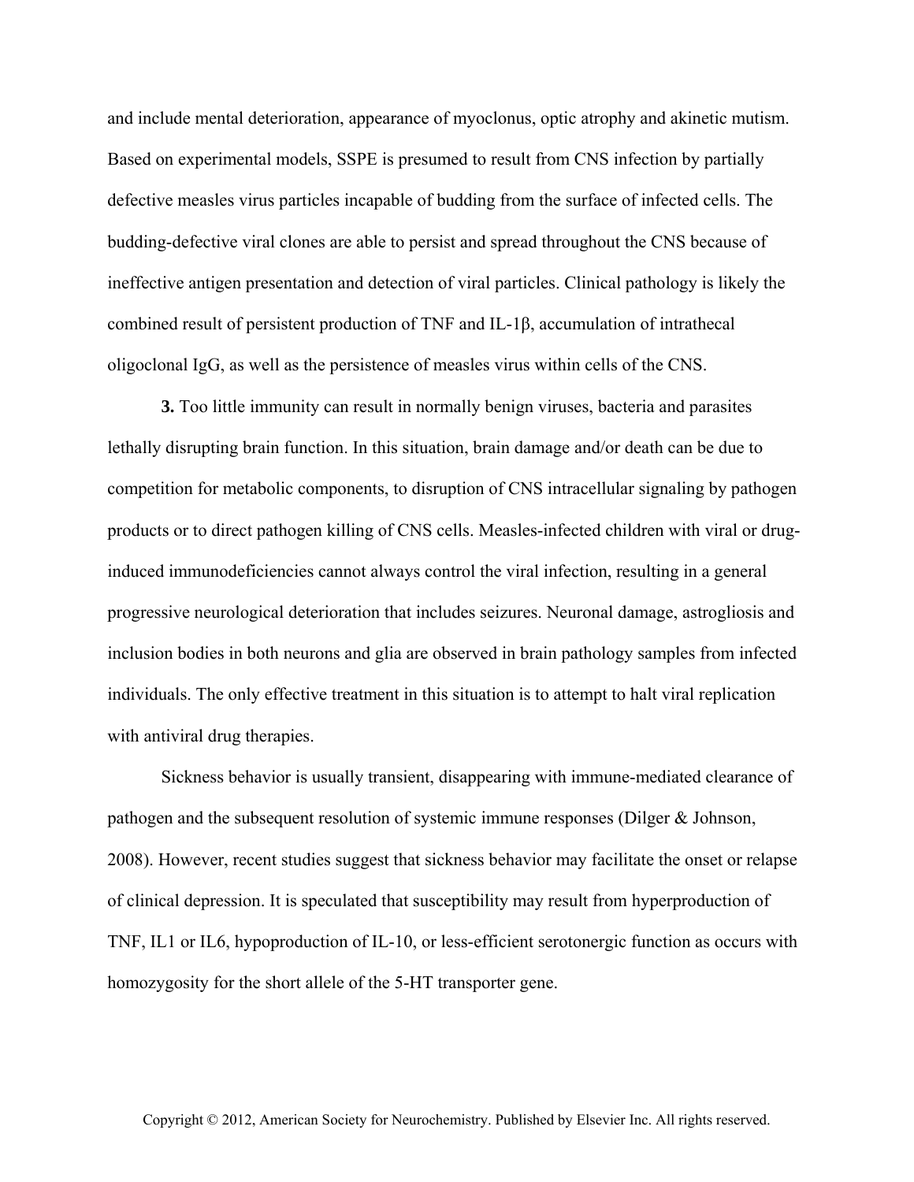and include mental deterioration, appearance of myoclonus, optic atrophy and akinetic mutism. Based on experimental models, SSPE is presumed to result from CNS infection by partially defective measles virus particles incapable of budding from the surface of infected cells. The budding-defective viral clones are able to persist and spread throughout the CNS because of ineffective antigen presentation and detection of viral particles. Clinical pathology is likely the combined result of persistent production of TNF and IL-1β, accumulation of intrathecal oligoclonal IgG, as well as the persistence of measles virus within cells of the CNS.

**3.** Too little immunity can result in normally benign viruses, bacteria and parasites lethally disrupting brain function. In this situation, brain damage and/or death can be due to competition for metabolic components, to disruption of CNS intracellular signaling by pathogen products or to direct pathogen killing of CNS cells. Measles-infected children with viral or drug-induced immunodeficiencies cannot always control the viral infection, resulting in a general progressive neurological deterioration that includes seizures. Neuronal damage, astrogliosis and inclusion bodies in both neurons and glia are observed in brain pathology samples from infected individuals. The only effective treatment in this situation is to attempt to halt viral replication with antiviral drug therapies.

Sickness behavior is usually transient, disappearing with immune-mediated clearance of pathogen and the subsequent resolution of systemic immune responses (Dilger & Johnson, 2008). However, recent studies suggest that sickness behavior may facilitate the onset or relapse of clinical depression. It is speculated that susceptibility may result from hyperproduction of TNF, IL1 or IL6, hypoproduction of IL-10, or less-efficient serotonergic function as occurs with homozygosity for the short allele of the 5-HT transporter gene.

Copyright © 2012, American Society for Neurochemistry. Published by Elsevier Inc. All rights reserved.